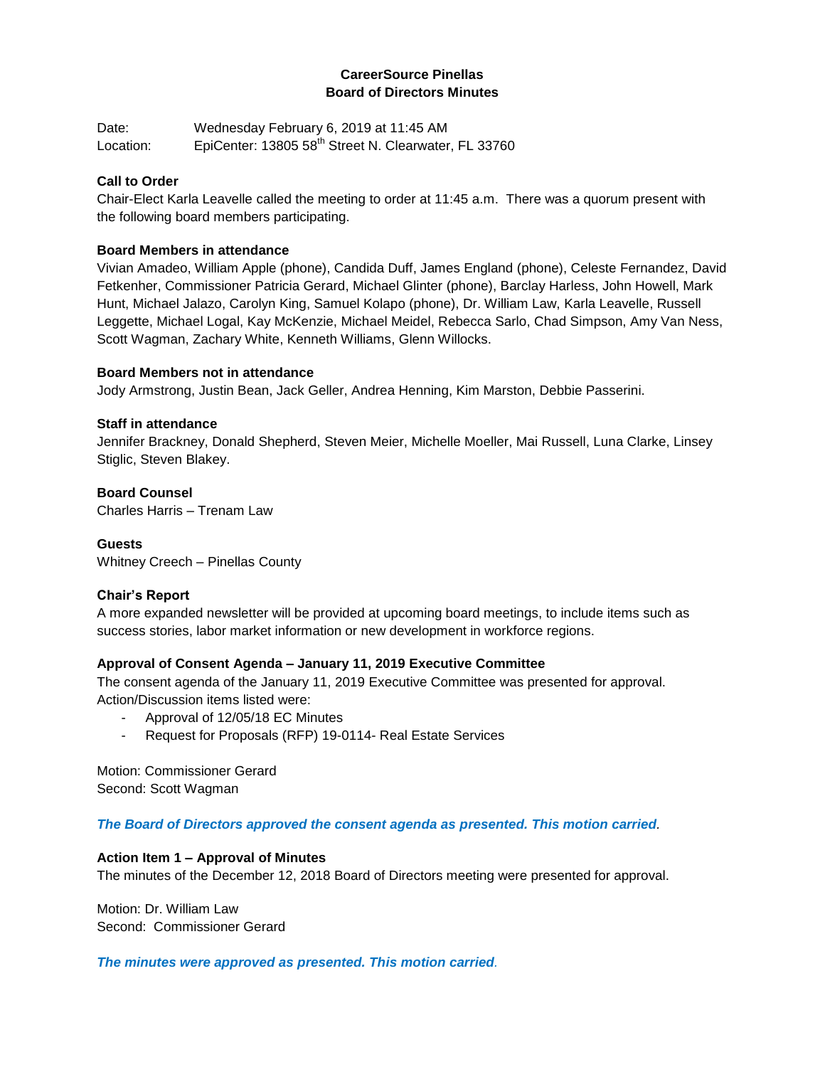# CareerSource Pinellas
## Board of Directors Minutes

Date: Wednesday February 6, 2019 at 11:45 AM
Location: EpiCenter: 13805 58th Street N. Clearwater, FL 33760

**Call to Order**
Chair-Elect Karla Leavelle called the meeting to order at 11:45 a.m. There was a quorum present with the following board members participating.

**Board Members in attendance**
Vivian Amadeo, William Apple (phone), Candida Duff, James England (phone), Celeste Fernandez, David Fetkenher, Commissioner Patricia Gerard, Michael Glinter (phone), Barclay Harless, John Howell, Mark Hunt, Michael Jalazo, Carolyn King, Samuel Kolapo (phone), Dr. William Law, Karla Leavelle, Russell Leggette, Michael Logal, Kay McKenzie, Michael Meidel, Rebecca Sarlo, Chad Simpson, Amy Van Ness, Scott Wagman, Zachary White, Kenneth Williams, Glenn Willocks.

**Board Members not in attendance**
Jody Armstrong, Justin Bean, Jack Geller, Andrea Henning, Kim Marston, Debbie Passerini.

**Staff in attendance**
Jennifer Brackney, Donald Shepherd, Steven Meier, Michelle Moeller, Mai Russell, Luna Clarke, Linsey Stiglic, Steven Blakey.

**Board Counsel**
Charles Harris – Trenam Law

**Guests**
Whitney Creech – Pinellas County

**Chair's Report**
A more expanded newsletter will be provided at upcoming board meetings, to include items such as success stories, labor market information or new development in workforce regions.

**Approval of Consent Agenda – January 11, 2019 Executive Committee**
The consent agenda of the January 11, 2019 Executive Committee was presented for approval. Action/Discussion items listed were:

- Approval of 12/05/18 EC Minutes
- Request for Proposals (RFP) 19-0114- Real Estate Services

Motion: Commissioner Gerard
Second: Scott Wagman

***The Board of Directors approved the consent agenda as presented. This motion carried.***

**Action Item 1 – Approval of Minutes**
The minutes of the December 12, 2018 Board of Directors meeting were presented for approval.

Motion: Dr. William Law
Second: Commissioner Gerard

***The minutes were approved as presented. This motion carried.***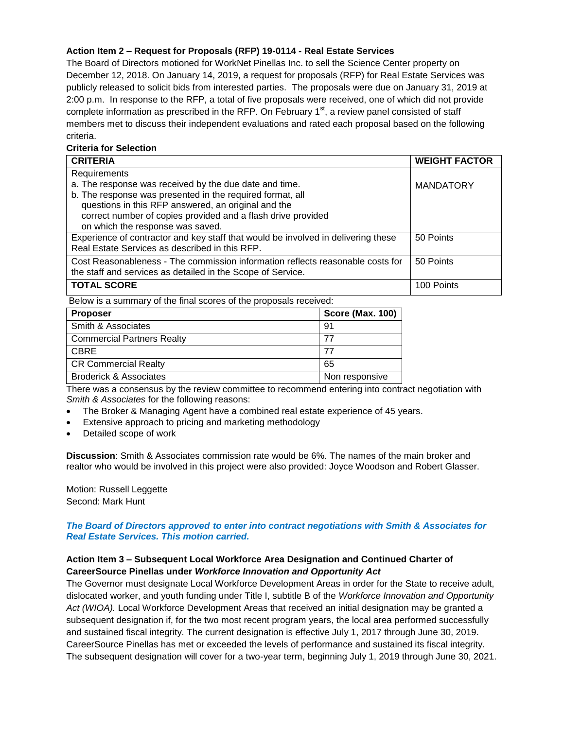**Action Item 2 – Request for Proposals (RFP) 19-0114 - Real Estate Services**

The Board of Directors motioned for WorkNet Pinellas Inc. to sell the Science Center property on December 12, 2018. On January 14, 2019, a request for proposals (RFP) for Real Estate Services was publicly released to solicit bids from interested parties. The proposals were due on January 31, 2019 at 2:00 p.m. In response to the RFP, a total of five proposals were received, one of which did not provide complete information as prescribed in the RFP. On February 1st, a review panel consisted of staff members met to discuss their independent evaluations and rated each proposal based on the following criteria.

**Criteria for Selection**

| **CRITERIA** | **WEIGHT FACTOR** |
|---|---|
| Requirements<br>a. The response was received by the due date and time.<br>b. The response was presented in the required format, all questions in this RFP answered, an original and the correct number of copies provided and a flash drive provided on which the response was saved. | MANDATORY |
| Experience of contractor and key staff that would be involved in delivering these Real Estate Services as described in this RFP. | 50 Points |
| Cost Reasonableness - The commission information reflects reasonable costs for the staff and services as detailed in the Scope of Service. | 50 Points |
| **TOTAL SCORE** | 100 Points |

Below is a summary of the final scores of the proposals received:

| **Proposer** | **Score (Max. 100)** |
|---|---|
| Smith & Associates | 91 |
| Commercial Partners Realty | 77 |
| CBRE | 77 |
| CR Commercial Realty | 65 |
| Broderick & Associates | Non responsive |

There was a consensus by the review committee to recommend entering into contract negotiation with *Smith & Associates* for the following reasons:

- The Broker & Managing Agent have a combined real estate experience of 45 years.
- Extensive approach to pricing and marketing methodology
- Detailed scope of work

**Discussion**: Smith & Associates commission rate would be 6%. The names of the main broker and realtor who would be involved in this project were also provided: Joyce Woodson and Robert Glasser.

Motion: Russell Leggette
Second: Mark Hunt

***The Board of Directors approved to enter into contract negotiations with Smith & Associates for Real Estate Services. This motion carried.***

**Action Item 3 – Subsequent Local Workforce Area Designation and Continued Charter of CareerSource Pinellas under *Workforce Innovation and Opportunity Act***

The Governor must designate Local Workforce Development Areas in order for the State to receive adult, dislocated worker, and youth funding under Title I, subtitle B of the *Workforce Innovation and Opportunity Act (WIOA).* Local Workforce Development Areas that received an initial designation may be granted a subsequent designation if, for the two most recent program years, the local area performed successfully and sustained fiscal integrity. The current designation is effective July 1, 2017 through June 30, 2019. CareerSource Pinellas has met or exceeded the levels of performance and sustained its fiscal integrity. The subsequent designation will cover for a two-year term, beginning July 1, 2019 through June 30, 2021.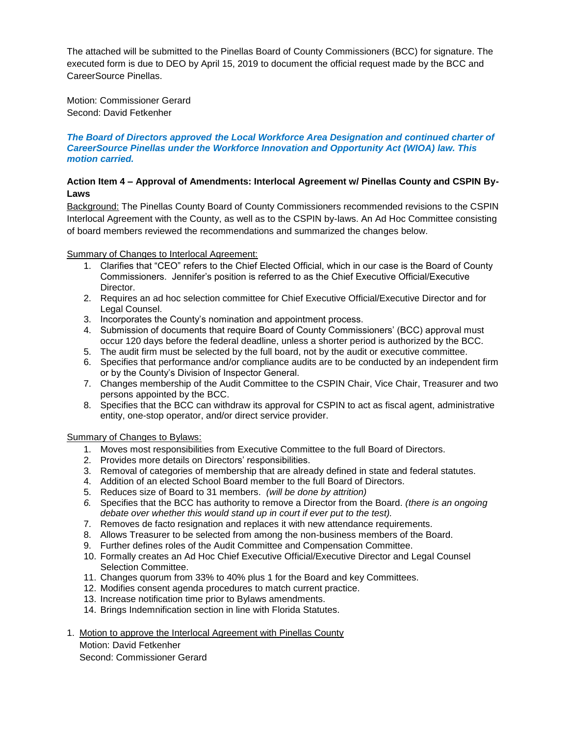The attached will be submitted to the Pinellas Board of County Commissioners (BCC) for signature. The executed form is due to DEO by April 15, 2019 to document the official request made by the BCC and CareerSource Pinellas.

Motion: Commissioner Gerard
Second: David Fetkenher

***The Board of Directors approved the Local Workforce Area Designation and continued charter of CareerSource Pinellas under the Workforce Innovation and Opportunity Act (WIOA) law. This motion carried.***

**Action Item 4 – Approval of Amendments: Interlocal Agreement w/ Pinellas County and CSPIN By-Laws**

Background: The Pinellas County Board of County Commissioners recommended revisions to the CSPIN Interlocal Agreement with the County, as well as to the CSPIN by-laws. An Ad Hoc Committee consisting of board members reviewed the recommendations and summarized the changes below.

Summary of Changes to Interlocal Agreement:

1. Clarifies that "CEO" refers to the Chief Elected Official, which in our case is the Board of County Commissioners. Jennifer's position is referred to as the Chief Executive Official/Executive Director.
2. Requires an ad hoc selection committee for Chief Executive Official/Executive Director and for Legal Counsel.
3. Incorporates the County's nomination and appointment process.
4. Submission of documents that require Board of County Commissioners' (BCC) approval must occur 120 days before the federal deadline, unless a shorter period is authorized by the BCC.
5. The audit firm must be selected by the full board, not by the audit or executive committee.
6. Specifies that performance and/or compliance audits are to be conducted by an independent firm or by the County's Division of Inspector General.
7. Changes membership of the Audit Committee to the CSPIN Chair, Vice Chair, Treasurer and two persons appointed by the BCC.
8. Specifies that the BCC can withdraw its approval for CSPIN to act as fiscal agent, administrative entity, one-stop operator, and/or direct service provider.

Summary of Changes to Bylaws:

1. Moves most responsibilities from Executive Committee to the full Board of Directors.
2. Provides more details on Directors' responsibilities.
3. Removal of categories of membership that are already defined in state and federal statutes.
4. Addition of an elected School Board member to the full Board of Directors.
5. Reduces size of Board to 31 members. *(will be done by attrition)*
6. Specifies that the BCC has authority to remove a Director from the Board. *(there is an ongoing debate over whether this would stand up in court if ever put to the test).*
7. Removes de facto resignation and replaces it with new attendance requirements.
8. Allows Treasurer to be selected from among the non-business members of the Board.
9. Further defines roles of the Audit Committee and Compensation Committee.
10. Formally creates an Ad Hoc Chief Executive Official/Executive Director and Legal Counsel Selection Committee.
11. Changes quorum from 33% to 40% plus 1 for the Board and key Committees.
12. Modifies consent agenda procedures to match current practice.
13. Increase notification time prior to Bylaws amendments.
14. Brings Indemnification section in line with Florida Statutes.

1. Motion to approve the Interlocal Agreement with Pinellas County
   Motion: David Fetkenher
   Second: Commissioner Gerard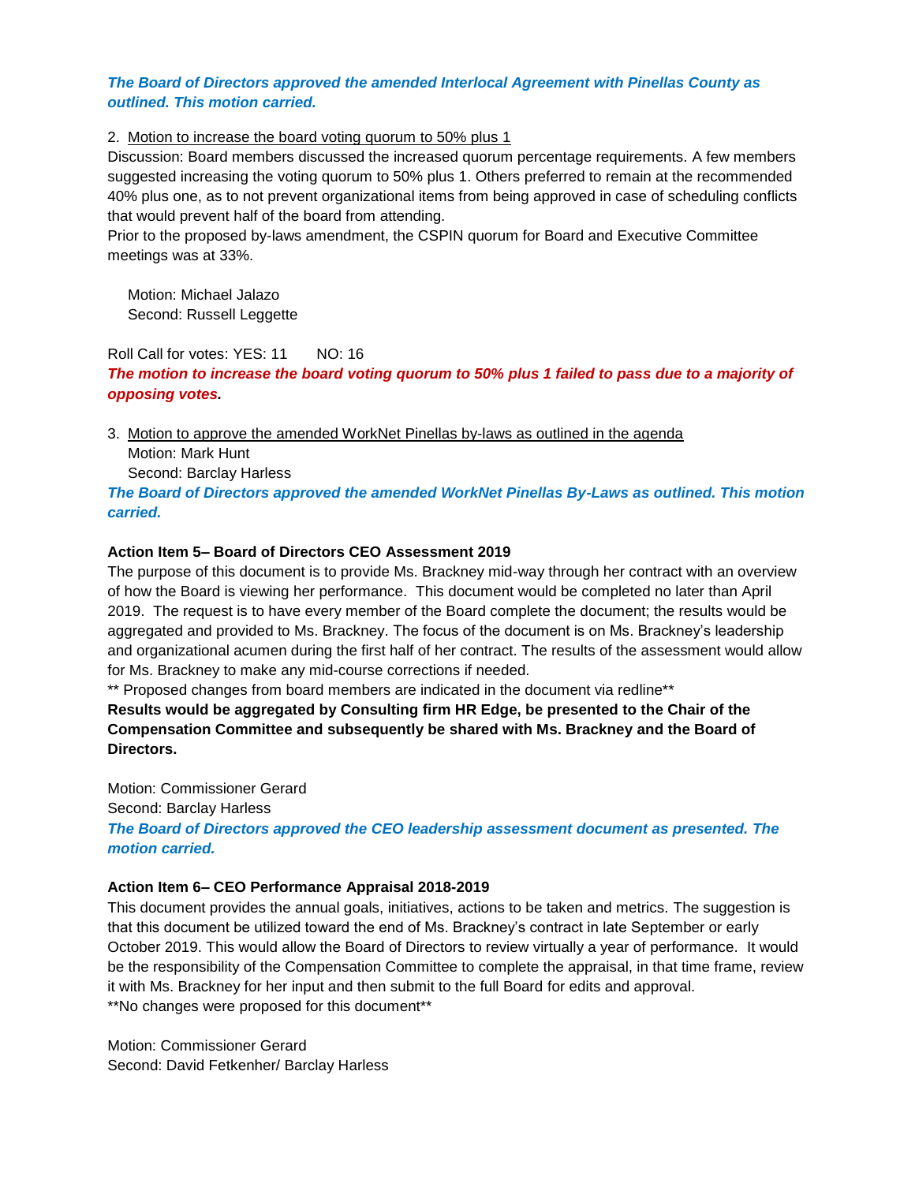***The Board of Directors approved the amended Interlocal Agreement with Pinellas County as outlined. This motion carried.***

2. Motion to increase the board voting quorum to 50% plus 1

Discussion: Board members discussed the increased quorum percentage requirements. A few members suggested increasing the voting quorum to 50% plus 1. Others preferred to remain at the recommended 40% plus one, as to not prevent organizational items from being approved in case of scheduling conflicts that would prevent half of the board from attending.

Prior to the proposed by-laws amendment, the CSPIN quorum for Board and Executive Committee meetings was at 33%.

Motion: Michael Jalazo
Second: Russell Leggette

Roll Call for votes: YES: 11 NO: 16

***The motion to increase the board voting quorum to 50% plus 1 failed to pass due to a majority of opposing votes.***

3. Motion to approve the amended WorkNet Pinellas by-laws as outlined in the agenda
   Motion: Mark Hunt
   Second: Barclay Harless

***The Board of Directors approved the amended WorkNet Pinellas By-Laws as outlined. This motion carried.***

**Action Item 5– Board of Directors CEO Assessment 2019**

The purpose of this document is to provide Ms. Brackney mid-way through her contract with an overview of how the Board is viewing her performance. This document would be completed no later than April 2019. The request is to have every member of the Board complete the document; the results would be aggregated and provided to Ms. Brackney. The focus of the document is on Ms. Brackney's leadership and organizational acumen during the first half of her contract. The results of the assessment would allow for Ms. Brackney to make any mid-course corrections if needed.

** Proposed changes from board members are indicated in the document via redline**

**Results would be aggregated by Consulting firm HR Edge, be presented to the Chair of the Compensation Committee and subsequently be shared with Ms. Brackney and the Board of Directors.**

Motion: Commissioner Gerard
Second: Barclay Harless

***The Board of Directors approved the CEO leadership assessment document as presented. The motion carried.***

**Action Item 6– CEO Performance Appraisal 2018-2019**

This document provides the annual goals, initiatives, actions to be taken and metrics. The suggestion is that this document be utilized toward the end of Ms. Brackney's contract in late September or early October 2019. This would allow the Board of Directors to review virtually a year of performance. It would be the responsibility of the Compensation Committee to complete the appraisal, in that time frame, review it with Ms. Brackney for her input and then submit to the full Board for edits and approval.

**No changes were proposed for this document**

Motion: Commissioner Gerard
Second: David Fetkenher/ Barclay Harless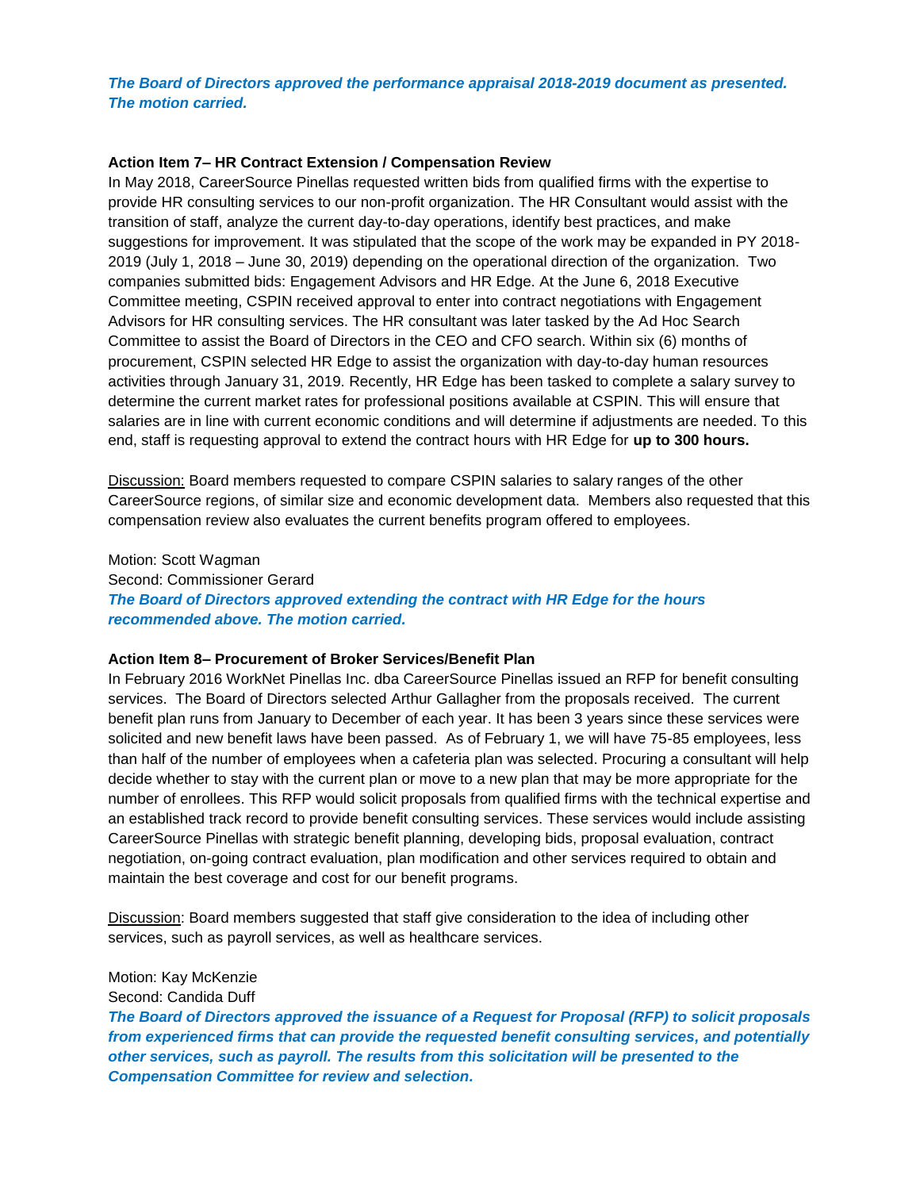***The Board of Directors approved the performance appraisal 2018-2019 document as presented. The motion carried.***

**Action Item 7– HR Contract Extension / Compensation Review**

In May 2018, CareerSource Pinellas requested written bids from qualified firms with the expertise to provide HR consulting services to our non-profit organization. The HR Consultant would assist with the transition of staff, analyze the current day-to-day operations, identify best practices, and make suggestions for improvement. It was stipulated that the scope of the work may be expanded in PY 2018-2019 (July 1, 2018 – June 30, 2019) depending on the operational direction of the organization. Two companies submitted bids: Engagement Advisors and HR Edge. At the June 6, 2018 Executive Committee meeting, CSPIN received approval to enter into contract negotiations with Engagement Advisors for HR consulting services. The HR consultant was later tasked by the Ad Hoc Search Committee to assist the Board of Directors in the CEO and CFO search. Within six (6) months of procurement, CSPIN selected HR Edge to assist the organization with day-to-day human resources activities through January 31, 2019. Recently, HR Edge has been tasked to complete a salary survey to determine the current market rates for professional positions available at CSPIN. This will ensure that salaries are in line with current economic conditions and will determine if adjustments are needed. To this end, staff is requesting approval to extend the contract hours with HR Edge for **up to 300 hours.**

<u>Discussion:</u> Board members requested to compare CSPIN salaries to salary ranges of the other CareerSource regions, of similar size and economic development data. Members also requested that this compensation review also evaluates the current benefits program offered to employees.

Motion: Scott Wagman
Second: Commissioner Gerard
***The Board of Directors approved extending the contract with HR Edge for the hours recommended above. The motion carried.***

**Action Item 8– Procurement of Broker Services/Benefit Plan**

In February 2016 WorkNet Pinellas Inc. dba CareerSource Pinellas issued an RFP for benefit consulting services. The Board of Directors selected Arthur Gallagher from the proposals received. The current benefit plan runs from January to December of each year. It has been 3 years since these services were solicited and new benefit laws have been passed. As of February 1, we will have 75-85 employees, less than half of the number of employees when a cafeteria plan was selected. Procuring a consultant will help decide whether to stay with the current plan or move to a new plan that may be more appropriate for the number of enrollees. This RFP would solicit proposals from qualified firms with the technical expertise and an established track record to provide benefit consulting services. These services would include assisting CareerSource Pinellas with strategic benefit planning, developing bids, proposal evaluation, contract negotiation, on-going contract evaluation, plan modification and other services required to obtain and maintain the best coverage and cost for our benefit programs.

<u>Discussion</u>: Board members suggested that staff give consideration to the idea of including other services, such as payroll services, as well as healthcare services.

Motion: Kay McKenzie
Second: Candida Duff
***The Board of Directors approved the issuance of a Request for Proposal (RFP) to solicit proposals from experienced firms that can provide the requested benefit consulting services, and potentially other services, such as payroll. The results from this solicitation will be presented to the Compensation Committee for review and selection.***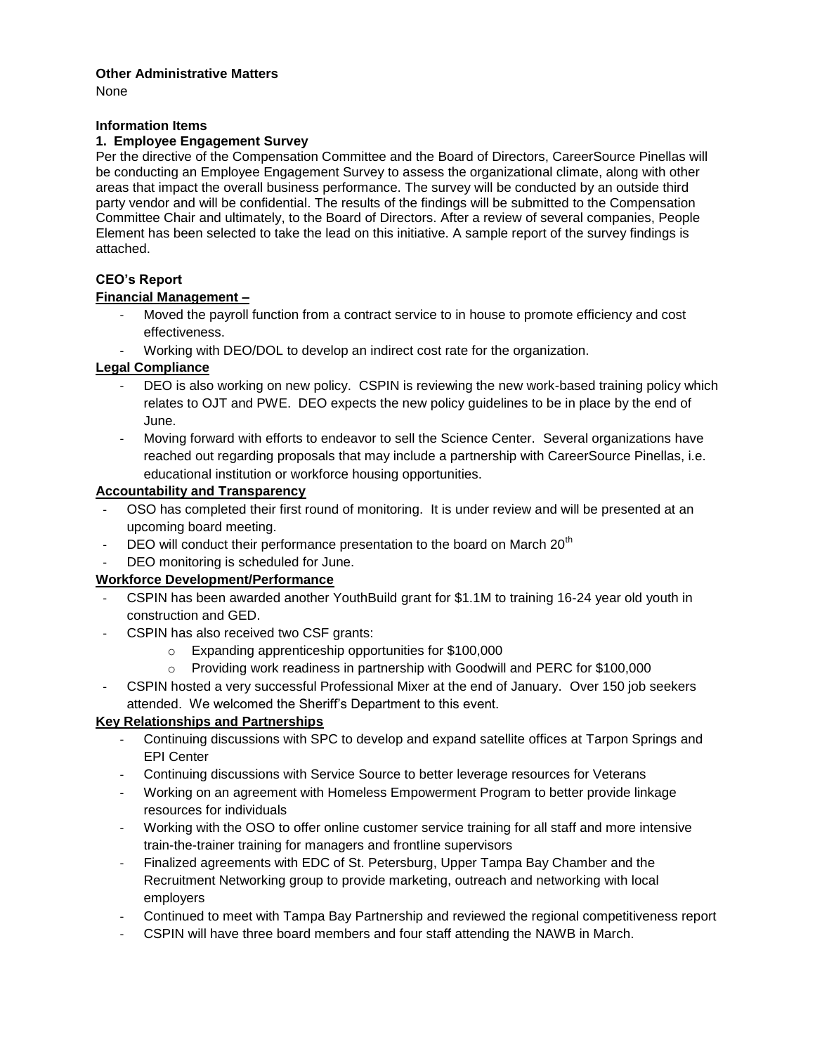**Other Administrative Matters**

None

**Information Items**

**1. Employee Engagement Survey**

Per the directive of the Compensation Committee and the Board of Directors, CareerSource Pinellas will be conducting an Employee Engagement Survey to assess the organizational climate, along with other areas that impact the overall business performance. The survey will be conducted by an outside third party vendor and will be confidential. The results of the findings will be submitted to the Compensation Committee Chair and ultimately, to the Board of Directors. After a review of several companies, People Element has been selected to take the lead on this initiative. A sample report of the survey findings is attached.

**CEO's Report**

**Financial Management –**

- Moved the payroll function from a contract service to in house to promote efficiency and cost effectiveness.
- Working with DEO/DOL to develop an indirect cost rate for the organization.

**Legal Compliance**

- DEO is also working on new policy. CSPIN is reviewing the new work-based training policy which relates to OJT and PWE. DEO expects the new policy guidelines to be in place by the end of June.
- Moving forward with efforts to endeavor to sell the Science Center. Several organizations have reached out regarding proposals that may include a partnership with CareerSource Pinellas, i.e. educational institution or workforce housing opportunities.

**Accountability and Transparency**

- OSO has completed their first round of monitoring. It is under review and will be presented at an upcoming board meeting.
- DEO will conduct their performance presentation to the board on March 20th
- DEO monitoring is scheduled for June.

**Workforce Development/Performance**

- CSPIN has been awarded another YouthBuild grant for $1.1M to training 16-24 year old youth in construction and GED.
- CSPIN has also received two CSF grants:
  - Expanding apprenticeship opportunities for $100,000
  - Providing work readiness in partnership with Goodwill and PERC for $100,000
- CSPIN hosted a very successful Professional Mixer at the end of January. Over 150 job seekers attended. We welcomed the Sheriff's Department to this event.

**Key Relationships and Partnerships**

- Continuing discussions with SPC to develop and expand satellite offices at Tarpon Springs and EPI Center
- Continuing discussions with Service Source to better leverage resources for Veterans
- Working on an agreement with Homeless Empowerment Program to better provide linkage resources for individuals
- Working with the OSO to offer online customer service training for all staff and more intensive train-the-trainer training for managers and frontline supervisors
- Finalized agreements with EDC of St. Petersburg, Upper Tampa Bay Chamber and the Recruitment Networking group to provide marketing, outreach and networking with local employers
- Continued to meet with Tampa Bay Partnership and reviewed the regional competitiveness report
- CSPIN will have three board members and four staff attending the NAWB in March.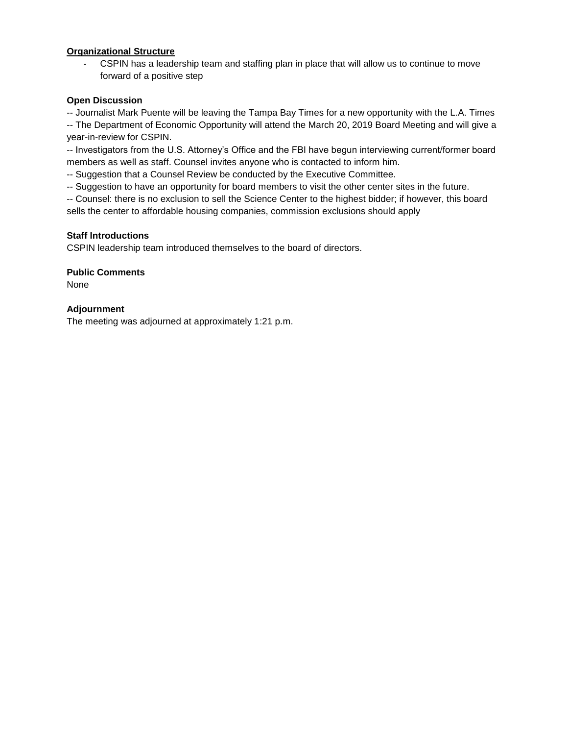**Organizational Structure**

- CSPIN has a leadership team and staffing plan in place that will allow us to continue to move forward of a positive step

**Open Discussion**

-- Journalist Mark Puente will be leaving the Tampa Bay Times for a new opportunity with the L.A. Times
-- The Department of Economic Opportunity will attend the March 20, 2019 Board Meeting and will give a year-in-review for CSPIN.
-- Investigators from the U.S. Attorney's Office and the FBI have begun interviewing current/former board members as well as staff. Counsel invites anyone who is contacted to inform him.
-- Suggestion that a Counsel Review be conducted by the Executive Committee.
-- Suggestion to have an opportunity for board members to visit the other center sites in the future.
-- Counsel: there is no exclusion to sell the Science Center to the highest bidder; if however, this board sells the center to affordable housing companies, commission exclusions should apply

**Staff Introductions**

CSPIN leadership team introduced themselves to the board of directors.

**Public Comments**

None

**Adjournment**

The meeting was adjourned at approximately 1:21 p.m.